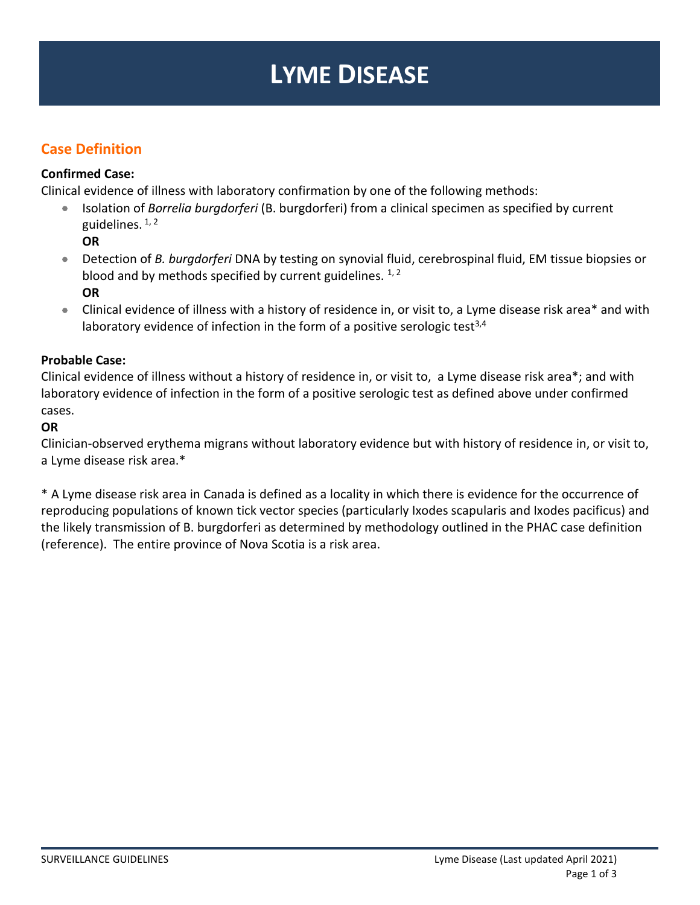# LYME DISEASE

## Case Definition

**Confirmed Case:**
Clinical evidence of illness with laboratory confirmation by one of the following methods:

- Isolation of *Borrelia burgdorferi* (B. burgdorferi) from a clinical specimen as specified by current guidelines. [1, 2]
  **OR**
- Detection of *B. burgdorferi* DNA by testing on synovial fluid, cerebrospinal fluid, EM tissue biopsies or blood and by methods specified by current guidelines. [1, 2]
  **OR**
- Clinical evidence of illness with a history of residence in, or visit to, a Lyme disease risk area* and with laboratory evidence of infection in the form of a positive serologic test[3,4]

**Probable Case:**
Clinical evidence of illness without a history of residence in, or visit to, a Lyme disease risk area*; and with laboratory evidence of infection in the form of a positive serologic test as defined above under confirmed cases.
**OR**
Clinician-observed erythema migrans without laboratory evidence but with history of residence in, or visit to, a Lyme disease risk area.*

* A Lyme disease risk area in Canada is defined as a locality in which there is evidence for the occurrence of reproducing populations of known tick vector species (particularly Ixodes scapularis and Ixodes pacificus) and the likely transmission of B. burgdorferi as determined by methodology outlined in the PHAC case definition (reference). The entire province of Nova Scotia is a risk area.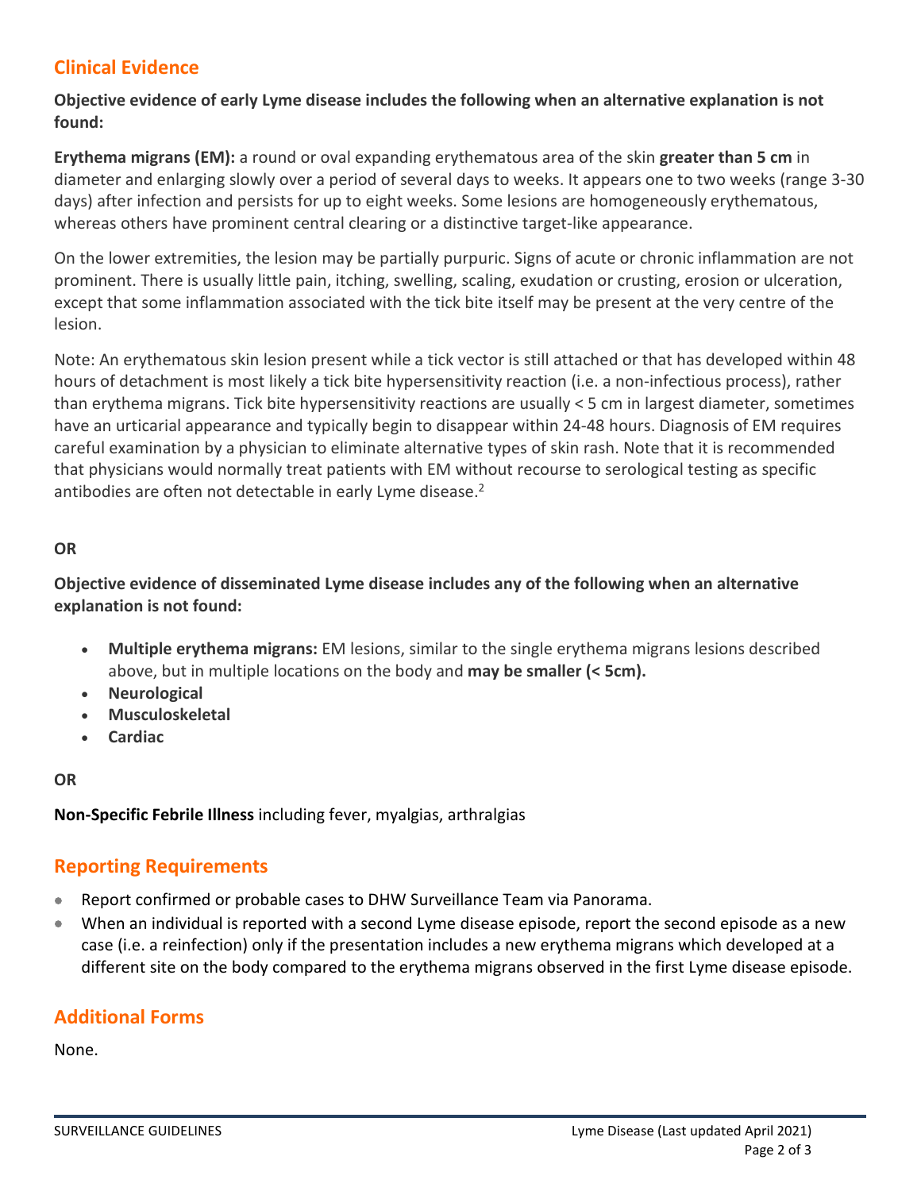## Clinical Evidence

**Objective evidence of early Lyme disease includes the following when an alternative explanation is not found:**

**Erythema migrans (EM):** a round or oval expanding erythematous area of the skin **greater than 5 cm** in diameter and enlarging slowly over a period of several days to weeks. It appears one to two weeks (range 3-30 days) after infection and persists for up to eight weeks. Some lesions are homogeneously erythematous, whereas others have prominent central clearing or a distinctive target-like appearance.

On the lower extremities, the lesion may be partially purpuric. Signs of acute or chronic inflammation are not prominent. There is usually little pain, itching, swelling, scaling, exudation or crusting, erosion or ulceration, except that some inflammation associated with the tick bite itself may be present at the very centre of the lesion.

Note: An erythematous skin lesion present while a tick vector is still attached or that has developed within 48 hours of detachment is most likely a tick bite hypersensitivity reaction (i.e. a non-infectious process), rather than erythema migrans. Tick bite hypersensitivity reactions are usually < 5 cm in largest diameter, sometimes have an urticarial appearance and typically begin to disappear within 24-48 hours. Diagnosis of EM requires careful examination by a physician to eliminate alternative types of skin rash. Note that it is recommended that physicians would normally treat patients with EM without recourse to serological testing as specific antibodies are often not detectable in early Lyme disease.[2]

**OR**

**Objective evidence of disseminated Lyme disease includes any of the following when an alternative explanation is not found:**

- **Multiple erythema migrans:** EM lesions, similar to the single erythema migrans lesions described above, but in multiple locations on the body and **may be smaller (< 5cm).**
- **Neurological**
- **Musculoskeletal**
- **Cardiac**

**OR**

**Non-Specific Febrile Illness** including fever, myalgias, arthralgias

## Reporting Requirements

- Report confirmed or probable cases to DHW Surveillance Team via Panorama.
- When an individual is reported with a second Lyme disease episode, report the second episode as a new case (i.e. a reinfection) only if the presentation includes a new erythema migrans which developed at a different site on the body compared to the erythema migrans observed in the first Lyme disease episode.

## Additional Forms

None.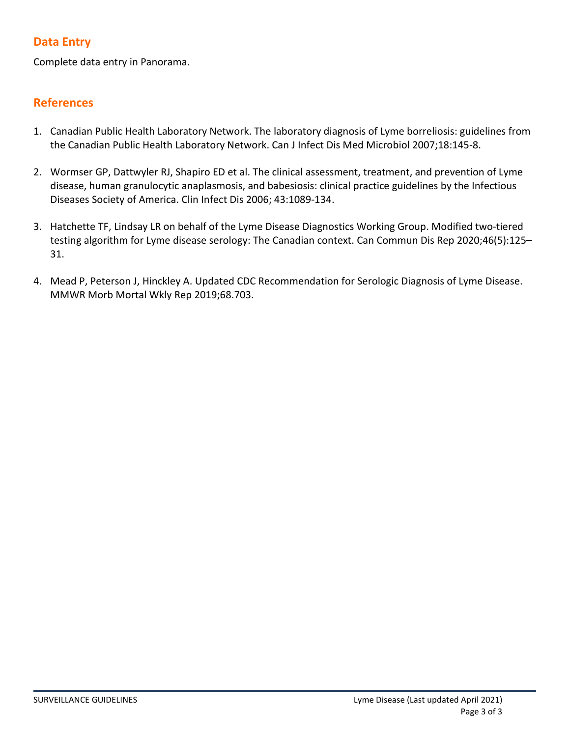## Data Entry

Complete data entry in Panorama.

## References

1. Canadian Public Health Laboratory Network. The laboratory diagnosis of Lyme borreliosis: guidelines from the Canadian Public Health Laboratory Network. Can J Infect Dis Med Microbiol 2007;18:145-8.

2. Wormser GP, Dattwyler RJ, Shapiro ED et al. The clinical assessment, treatment, and prevention of Lyme disease, human granulocytic anaplasmosis, and babesiosis: clinical practice guidelines by the Infectious Diseases Society of America. Clin Infect Dis 2006; 43:1089-134.

3. Hatchette TF, Lindsay LR on behalf of the Lyme Disease Diagnostics Working Group. Modified two-tiered testing algorithm for Lyme disease serology: The Canadian context. Can Commun Dis Rep 2020;46(5):125–31.

4. Mead P, Peterson J, Hinckley A. Updated CDC Recommendation for Serologic Diagnosis of Lyme Disease. MMWR Morb Mortal Wkly Rep 2019;68.703.